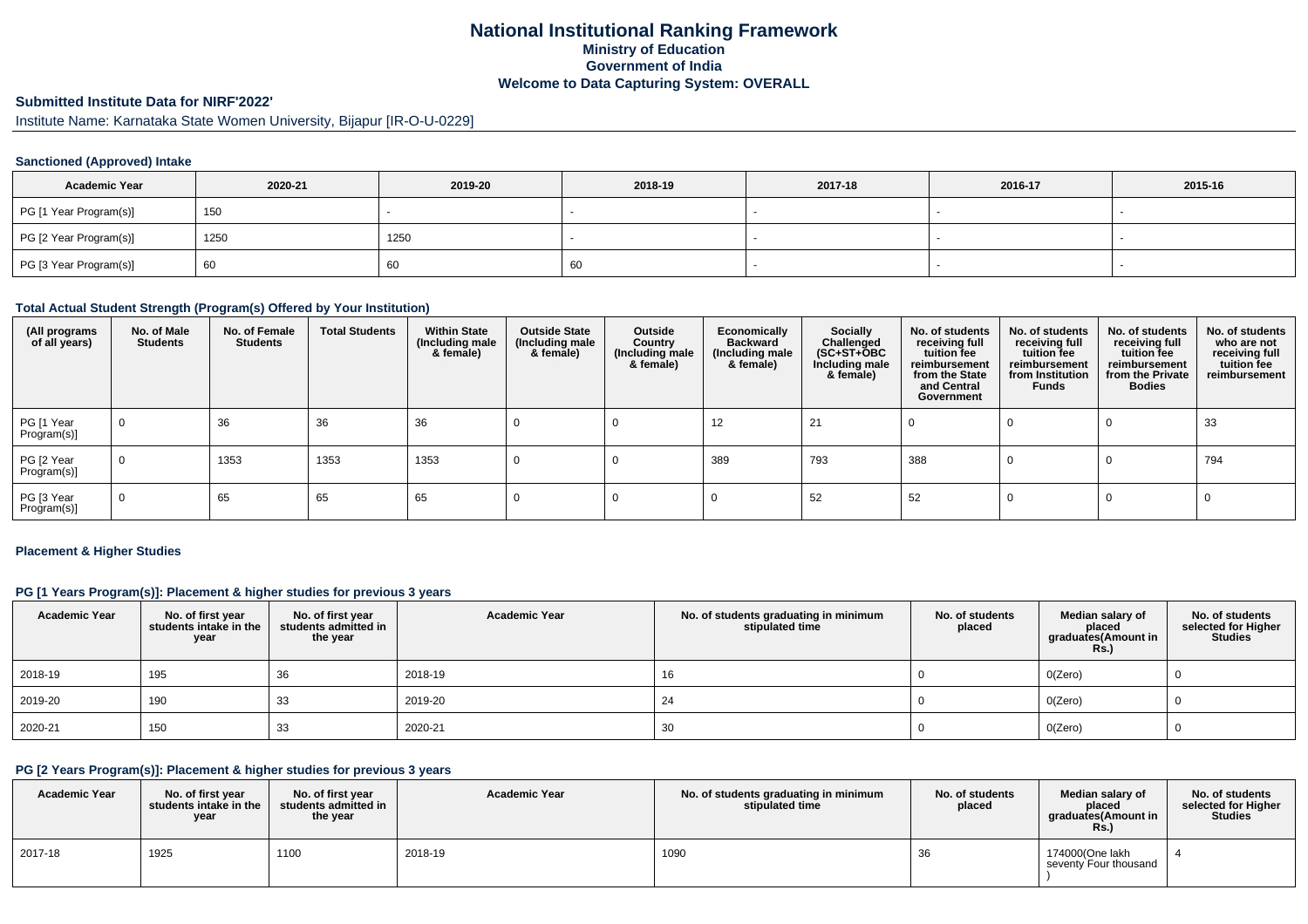# National Institutional Ranking Framework

## Ministry of Education

## Government of India

## Welcome to Data Capturing System: OVERALL

**Submitted Institute Data for NIRF'2022'**

Institute Name: Karnataka State Women University, Bijapur [IR-O-U-0229]

### Sanctioned (Approved) Intake

| Academic Year | 2020-21 | 2019-20 | 2018-19 | 2017-18 | 2016-17 | 2015-16 |
|---|---|---|---|---|---|---|
| PG [1 Year Program(s)] | 150 | - | - | - | - | - |
| PG [2 Year Program(s)] | 1250 | 1250 | - | - | - | - |
| PG [3 Year Program(s)] | 60 | 60 | 60 | - | - | - |

### Total Actual Student Strength (Program(s) Offered by Your Institution)

| (All programs of all years) | No. of Male Students | No. of Female Students | Total Students | Within State (Including male & female) | Outside State (Including male & female) | Outside Country (Including male & female) | Economically Backward (Including male & female) | Socially Challenged (SC+ST+OBC Including male & female) | No. of students receiving full tuition fee reimbursement from the State and Central Government | No. of students receiving full tuition fee reimbursement from Institution Funds | No. of students receiving full tuition fee reimbursement from the Private Bodies | No. of students who are not receiving full tuition fee reimbursement |
|---|---|---|---|---|---|---|---|---|---|---|---|---|
| PG [1 Year Program(s)] | 0 | 36 | 36 | 36 | 0 | 0 | 12 | 21 | 0 | 0 | 0 | 33 |
| PG [2 Year Program(s)] | 0 | 1353 | 1353 | 1353 | 0 | 0 | 389 | 793 | 388 | 0 | 0 | 794 |
| PG [3 Year Program(s)] | 0 | 65 | 65 | 65 | 0 | 0 | 0 | 52 | 52 | 0 | 0 | 0 |

### Placement & Higher Studies

#### PG [1 Years Program(s)]: Placement & higher studies for previous 3 years

| Academic Year | No. of first year students intake in the year | No. of first year students admitted in the year | Academic Year | No. of students graduating in minimum stipulated time | No. of students placed | Median salary of placed graduates(Amount in Rs.) | No. of students selected for Higher Studies |
|---|---|---|---|---|---|---|---|
| 2018-19 | 195 | 36 | 2018-19 | 16 | 0 | 0(Zero) | 0 |
| 2019-20 | 190 | 33 | 2019-20 | 24 | 0 | 0(Zero) | 0 |
| 2020-21 | 150 | 33 | 2020-21 | 30 | 0 | 0(Zero) | 0 |

#### PG [2 Years Program(s)]: Placement & higher studies for previous 3 years

| Academic Year | No. of first year students intake in the year | No. of first year students admitted in the year | Academic Year | No. of students graduating in minimum stipulated time | No. of students placed | Median salary of placed graduates(Amount in Rs.) | No. of students selected for Higher Studies |
|---|---|---|---|---|---|---|---|
| 2017-18 | 1925 | 1100 | 2018-19 | 1090 | 36 | 174000(One lakh seventy Four thousand ) | 4 |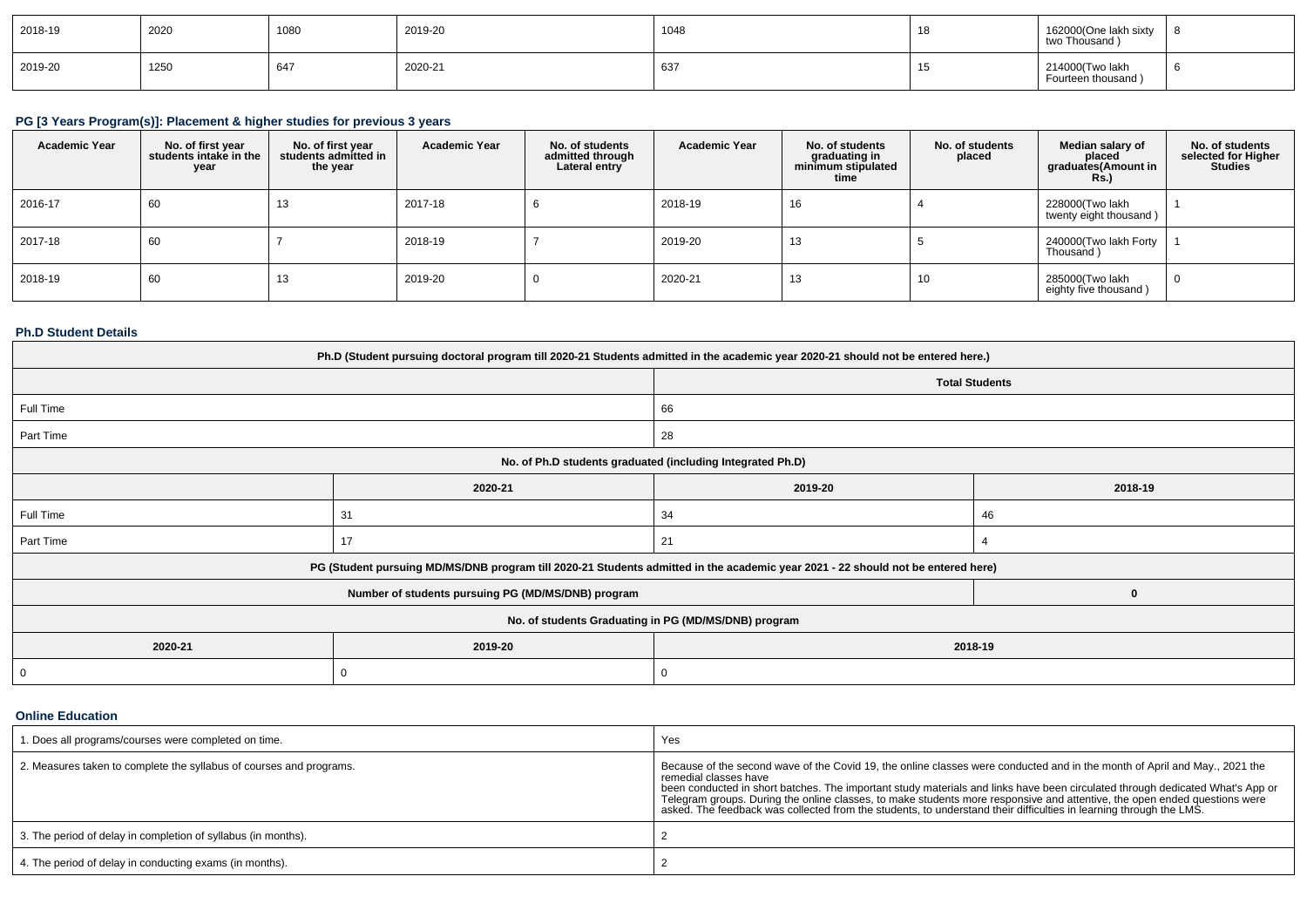| 2018-19 | 2020 | 1080 | 2019-20 | 1048 | 18 | 162000(One lakh sixty two Thousand ) | 8 |
|---|---|---|---|---|---|---|---|
| 2019-20 | 1250 | 647 | 2020-21 | 637 | 15 | 214000(Two lakh Fourteen thousand ) | 6 |

### PG [3 Years Program(s)]: Placement & higher studies for previous 3 years

| Academic Year | No. of first year students intake in the year | No. of first year students admitted in the year | Academic Year | No. of students admitted through Lateral entry | Academic Year | No. of students graduating in minimum stipulated time | No. of students placed | Median salary of placed graduates(Amount in Rs.) | No. of students selected for Higher Studies |
|---|---|---|---|---|---|---|---|---|---|
| 2016-17 | 60 | 13 | 2017-18 | 6 | 2018-19 | 16 | 4 | 228000(Two lakh twenty eight thousand ) | 1 |
| 2017-18 | 60 | 7 | 2018-19 | 7 | 2019-20 | 13 | 5 | 240000(Two lakh Forty Thousand ) | 1 |
| 2018-19 | 60 | 13 | 2019-20 | 0 | 2020-21 | 13 | 10 | 285000(Two lakh eighty five thousand ) | 0 |

### Ph.D Student Details

| Ph.D (Student pursuing doctoral program till 2020-21 Students admitted in the academic year 2020-21 should not be entered here.) | | | |
|---|---|---|---|
| | | Total Students | |
| Full Time | | 66 | |
| Part Time | | 28 | |
| No. of Ph.D students graduated (including Integrated Ph.D) | | | |
| | 2020-21 | 2019-20 | 2018-19 |
| Full Time | 31 | 34 | 46 |
| Part Time | 17 | 21 | 4 |
| PG (Student pursuing MD/MS/DNB program till 2020-21 Students admitted in the academic year 2021 - 22 should not be entered here) | | | |
| Number of students pursuing PG (MD/MS/DNB) program | | | 0 |
| No. of students Graduating in PG (MD/MS/DNB) program | | | |
| 2020-21 | 2019-20 | 2018-19 | |
| 0 | 0 | 0 | |

### Online Education

| 1. Does all programs/courses were completed on time. | Yes |
|---|---|
| 2. Measures taken to complete the syllabus of courses and programs. | Because of the second wave of the Covid 19, the online classes were conducted and in the month of April and May., 2021 the remedial classes have been conducted in short batches. The important study materials and links have been circulated through dedicated What's App or Telegram groups. During the online classes, to make students more responsive and attentive, the open ended questions were asked. The feedback was collected from the students, to understand their difficulties in learning through the LMS. |
| 3. The period of delay in completion of syllabus (in months). | 2 |
| 4. The period of delay in conducting exams (in months). | 2 |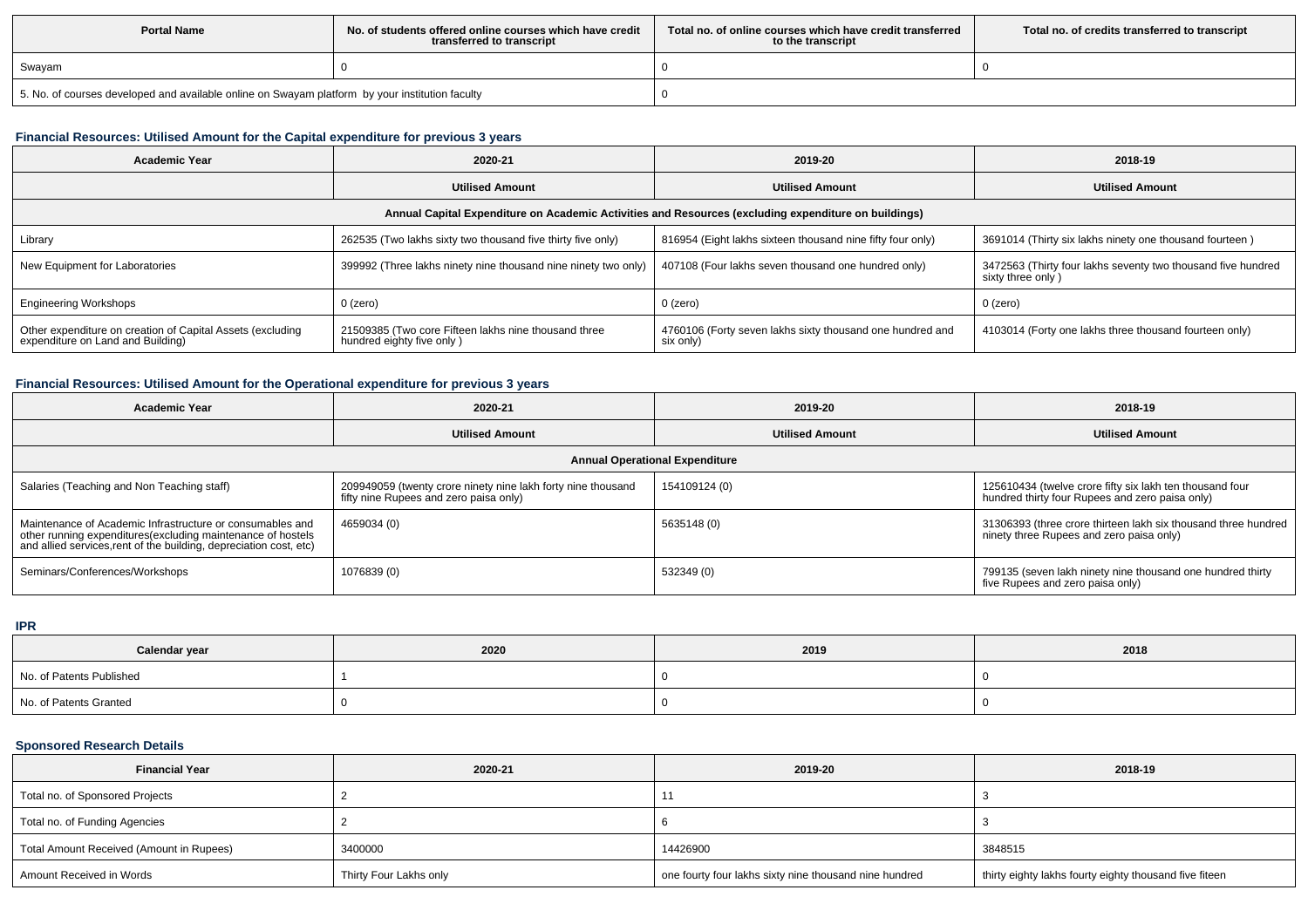| Portal Name | No. of students offered online courses which have credit transferred to transcript | Total no. of online courses which have credit transferred to the transcript | Total no. of credits transferred to transcript |
|---|---|---|---|
| Swayam | 0 | 0 | 0 |
| 5. No. of courses developed and available online on Swayam platform by your institution faculty | | 0 | |

### Financial Resources: Utilised Amount for the Capital expenditure for previous 3 years

| Academic Year | 2020-21 | 2019-20 | 2018-19 |
|---|---|---|---|
| | Utilised Amount | Utilised Amount | Utilised Amount |
| Annual Capital Expenditure on Academic Activities and Resources (excluding expenditure on buildings) | | | |
| Library | 262535 (Two lakhs sixty two thousand five thirty five only) | 816954 (Eight lakhs sixteen thousand nine fifty four only) | 3691014 (Thirty six lakhs ninety one thousand fourteen ) |
| New Equipment for Laboratories | 399992 (Three lakhs ninety nine thousand nine ninety two only) | 407108 (Four lakhs seven thousand one hundred only) | 3472563 (Thirty four lakhs seventy two thousand five hundred sixty three only ) |
| Engineering Workshops | 0 (zero) | 0 (zero) | 0 (zero) |
| Other expenditure on creation of Capital Assets (excluding expenditure on Land and Building) | 21509385 (Two core Fifteen lakhs nine thousand three hundred eighty five only ) | 4760106 (Forty seven lakhs sixty thousand one hundred and six only) | 4103014 (Forty one lakhs three thousand fourteen only) |

### Financial Resources: Utilised Amount for the Operational expenditure for previous 3 years

| Academic Year | 2020-21 | 2019-20 | 2018-19 |
|---|---|---|---|
| | Utilised Amount | Utilised Amount | Utilised Amount |
| Annual Operational Expenditure | | | |
| Salaries (Teaching and Non Teaching staff) | 209949059 (twenty crore ninety nine lakh forty nine thousand fifty nine Rupees and zero paisa only) | 154109124 (0) | 125610434 (twelve crore fifty six lakh ten thousand four hundred thirty four Rupees and zero paisa only) |
| Maintenance of Academic Infrastructure or consumables and other running expenditures(excluding maintenance of hostels and allied services,rent of the building, depreciation cost, etc) | 4659034 (0) | 5635148 (0) | 31306393 (three crore thirteen lakh six thousand three hundred ninety three Rupees and zero paisa only) |
| Seminars/Conferences/Workshops | 1076839 (0) | 532349 (0) | 799135 (seven lakh ninety nine thousand one hundred thirty five Rupees and zero paisa only) |

### IPR

| Calendar year | 2020 | 2019 | 2018 |
|---|---|---|---|
| No. of Patents Published | 1 | 0 | 0 |
| No. of Patents Granted | 0 | 0 | 0 |

### Sponsored Research Details

| Financial Year | 2020-21 | 2019-20 | 2018-19 |
|---|---|---|---|
| Total no. of Sponsored Projects | 2 | 11 | 3 |
| Total no. of Funding Agencies | 2 | 6 | 3 |
| Total Amount Received (Amount in Rupees) | 3400000 | 14426900 | 3848515 |
| Amount Received in Words | Thirty Four Lakhs only | one fourty four lakhs sixty nine thousand nine hundred | thirty eighty lakhs fourty eighty thousand five fiteen |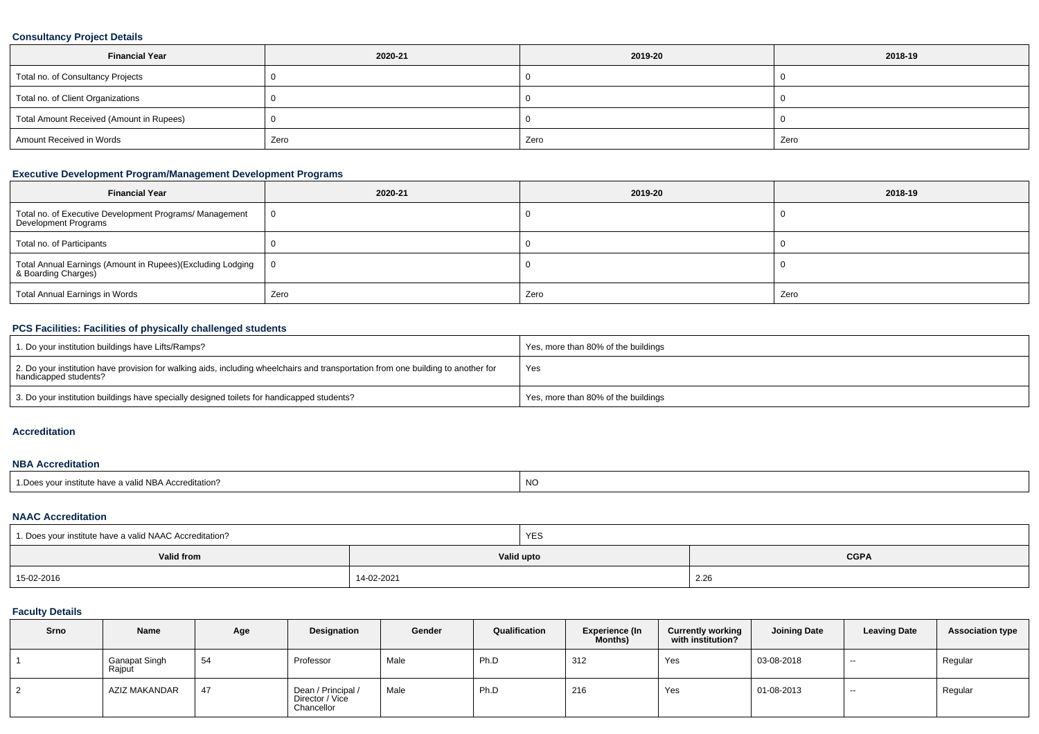### Consultancy Project Details

| Financial Year | 2020-21 | 2019-20 | 2018-19 |
|---|---|---|---|
| Total no. of Consultancy Projects | 0 | 0 | 0 |
| Total no. of Client Organizations | 0 | 0 | 0 |
| Total Amount Received (Amount in Rupees) | 0 | 0 | 0 |
| Amount Received in Words | Zero | Zero | Zero |

### Executive Development Program/Management Development Programs

| Financial Year | 2020-21 | 2019-20 | 2018-19 |
|---|---|---|---|
| Total no. of Executive Development Programs/ Management Development Programs | 0 | 0 | 0 |
| Total no. of Participants | 0 | 0 | 0 |
| Total Annual Earnings (Amount in Rupees)(Excluding Lodging & Boarding Charges) | 0 | 0 | 0 |
| Total Annual Earnings in Words | Zero | Zero | Zero |

### PCS Facilities: Facilities of physically challenged students

| | |
|---|---|
| 1. Do your institution buildings have Lifts/Ramps? | Yes, more than 80% of the buildings |
| 2. Do your institution have provision for walking aids, including wheelchairs and transportation from one building to another for handicapped students? | Yes |
| 3. Do your institution buildings have specially designed toilets for handicapped students? | Yes, more than 80% of the buildings |

### Accreditation

### NBA Accreditation

| | |
|---|---|
| 1.Does your institute have a valid NBA Accreditation? | NO |

### NAAC Accreditation

| 1. Does your institute have a valid NAAC Accreditation? | YES | |
|---|---|---|
| **Valid from** | **Valid upto** | **CGPA** |
| 15-02-2016 | 14-02-2021 | 2.26 |

### Faculty Details

| Srno | Name | Age | Designation | Gender | Qualification | Experience (In Months) | Currently working with institution? | Joining Date | Leaving Date | Association type |
|---|---|---|---|---|---|---|---|---|---|---|
| 1 | Ganapat Singh Rajput | 54 | Professor | Male | Ph.D | 312 | Yes | 03-08-2018 | -- | Regular |
| 2 | AZIZ MAKANDAR | 47 | Dean / Principal / Director / Vice Chancellor | Male | Ph.D | 216 | Yes | 01-08-2013 | -- | Regular |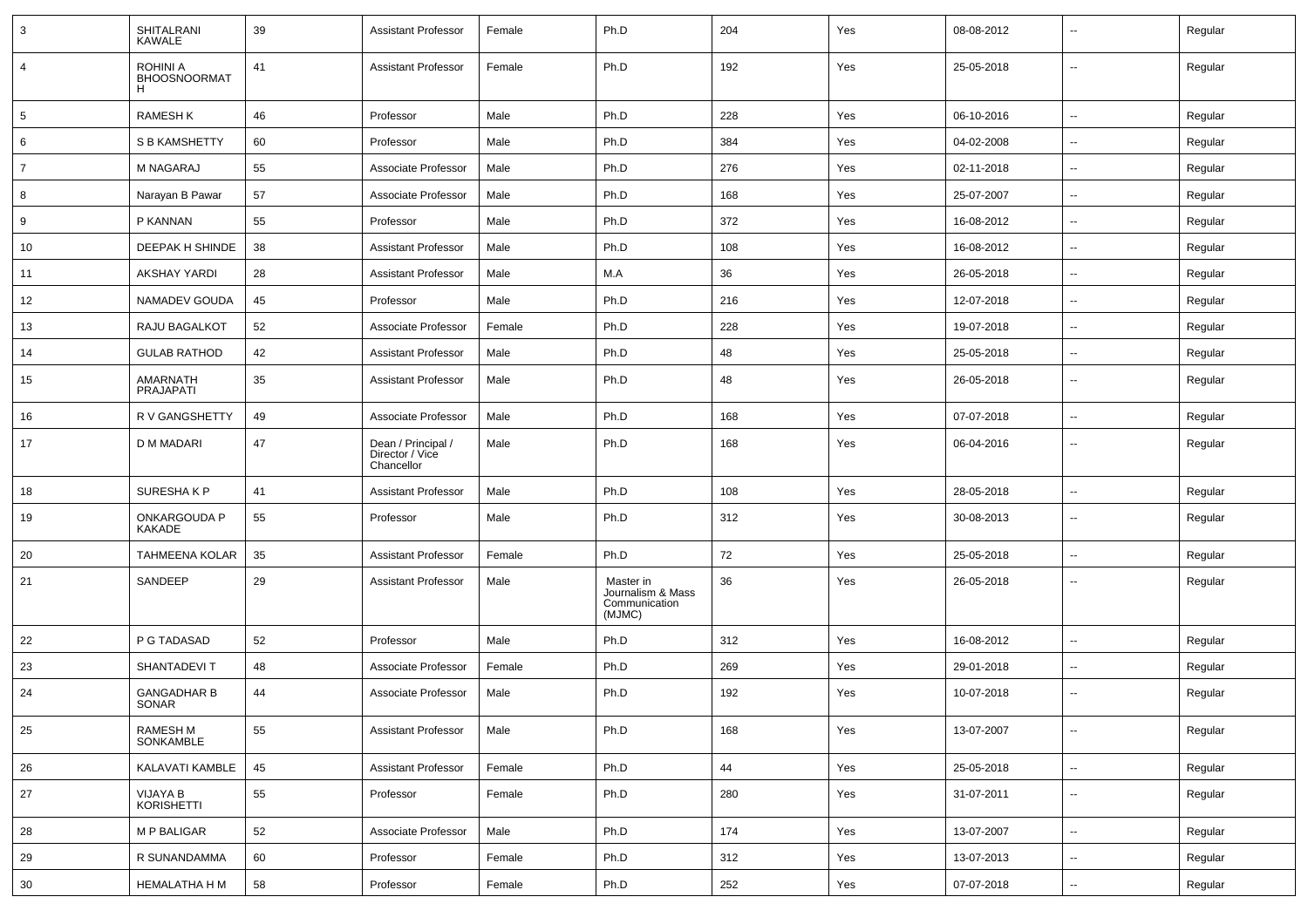| 3 | SHITALRANI KAWALE | 39 | Assistant Professor | Female | Ph.D | 204 | Yes | 08-08-2012 | -- | Regular |
|---|---|---|---|---|---|---|---|---|---|---|
| 4 | ROHINI A BHOOSNOORMAT H | 41 | Assistant Professor | Female | Ph.D | 192 | Yes | 25-05-2018 | -- | Regular |
| 5 | RAMESH K | 46 | Professor | Male | Ph.D | 228 | Yes | 06-10-2016 | -- | Regular |
| 6 | S B KAMSHETTY | 60 | Professor | Male | Ph.D | 384 | Yes | 04-02-2008 | -- | Regular |
| 7 | M NAGARAJ | 55 | Associate Professor | Male | Ph.D | 276 | Yes | 02-11-2018 | -- | Regular |
| 8 | Narayan B Pawar | 57 | Associate Professor | Male | Ph.D | 168 | Yes | 25-07-2007 | -- | Regular |
| 9 | P KANNAN | 55 | Professor | Male | Ph.D | 372 | Yes | 16-08-2012 | -- | Regular |
| 10 | DEEPAK H SHINDE | 38 | Assistant Professor | Male | Ph.D | 108 | Yes | 16-08-2012 | -- | Regular |
| 11 | AKSHAY YARDI | 28 | Assistant Professor | Male | M.A | 36 | Yes | 26-05-2018 | -- | Regular |
| 12 | NAMADEV GOUDA | 45 | Professor | Male | Ph.D | 216 | Yes | 12-07-2018 | -- | Regular |
| 13 | RAJU BAGALKOT | 52 | Associate Professor | Female | Ph.D | 228 | Yes | 19-07-2018 | -- | Regular |
| 14 | GULAB RATHOD | 42 | Assistant Professor | Male | Ph.D | 48 | Yes | 25-05-2018 | -- | Regular |
| 15 | AMARNATH PRAJAPATI | 35 | Assistant Professor | Male | Ph.D | 48 | Yes | 26-05-2018 | -- | Regular |
| 16 | R V GANGSHETTY | 49 | Associate Professor | Male | Ph.D | 168 | Yes | 07-07-2018 | -- | Regular |
| 17 | D M MADARI | 47 | Dean / Principal / Director / Vice Chancellor | Male | Ph.D | 168 | Yes | 06-04-2016 | -- | Regular |
| 18 | SURESHA K P | 41 | Assistant Professor | Male | Ph.D | 108 | Yes | 28-05-2018 | -- | Regular |
| 19 | ONKARGOUDA P KAKADE | 55 | Professor | Male | Ph.D | 312 | Yes | 30-08-2013 | -- | Regular |
| 20 | TAHMEENA KOLAR | 35 | Assistant Professor | Female | Ph.D | 72 | Yes | 25-05-2018 | -- | Regular |
| 21 | SANDEEP | 29 | Assistant Professor | Male | Master in Journalism & Mass Communication (MJMC) | 36 | Yes | 26-05-2018 | -- | Regular |
| 22 | P G TADASAD | 52 | Professor | Male | Ph.D | 312 | Yes | 16-08-2012 | -- | Regular |
| 23 | SHANTADEVI T | 48 | Associate Professor | Female | Ph.D | 269 | Yes | 29-01-2018 | -- | Regular |
| 24 | GANGADHAR B SONAR | 44 | Associate Professor | Male | Ph.D | 192 | Yes | 10-07-2018 | -- | Regular |
| 25 | RAMESH M SONKAMBLE | 55 | Assistant Professor | Male | Ph.D | 168 | Yes | 13-07-2007 | -- | Regular |
| 26 | KALAVATI KAMBLE | 45 | Assistant Professor | Female | Ph.D | 44 | Yes | 25-05-2018 | -- | Regular |
| 27 | VIJAYA B KORISHETTI | 55 | Professor | Female | Ph.D | 280 | Yes | 31-07-2011 | -- | Regular |
| 28 | M P BALIGAR | 52 | Associate Professor | Male | Ph.D | 174 | Yes | 13-07-2007 | -- | Regular |
| 29 | R SUNANDAMMA | 60 | Professor | Female | Ph.D | 312 | Yes | 13-07-2013 | -- | Regular |
| 30 | HEMALATHA H M | 58 | Professor | Female | Ph.D | 252 | Yes | 07-07-2018 | -- | Regular |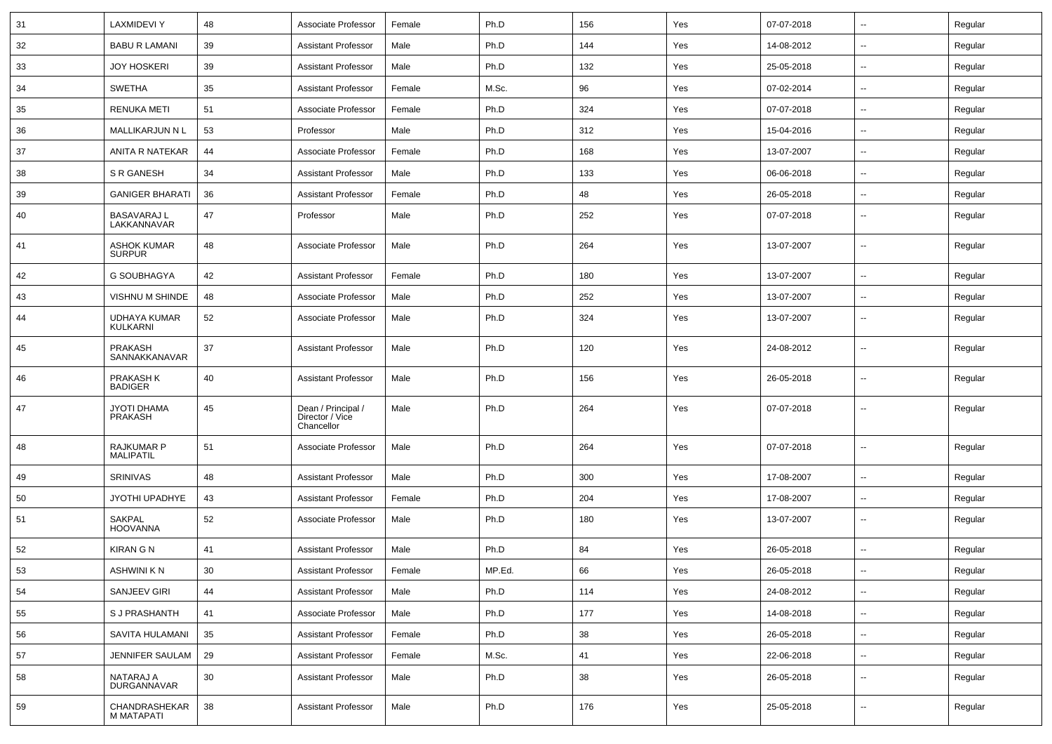| 31 | LAXMIDEVI Y | 48 | Associate Professor | Female | Ph.D | 156 | Yes | 07-07-2018 | -- | Regular |
|---|---|---|---|---|---|---|---|---|---|---|
| 32 | BABU R LAMANI | 39 | Assistant Professor | Male | Ph.D | 144 | Yes | 14-08-2012 | -- | Regular |
| 33 | JOY HOSKERI | 39 | Assistant Professor | Male | Ph.D | 132 | Yes | 25-05-2018 | -- | Regular |
| 34 | SWETHA | 35 | Assistant Professor | Female | M.Sc. | 96 | Yes | 07-02-2014 | -- | Regular |
| 35 | RENUKA METI | 51 | Associate Professor | Female | Ph.D | 324 | Yes | 07-07-2018 | -- | Regular |
| 36 | MALLIKARJUN N L | 53 | Professor | Male | Ph.D | 312 | Yes | 15-04-2016 | -- | Regular |
| 37 | ANITA R NATEKAR | 44 | Associate Professor | Female | Ph.D | 168 | Yes | 13-07-2007 | -- | Regular |
| 38 | S R GANESH | 34 | Assistant Professor | Male | Ph.D | 133 | Yes | 06-06-2018 | -- | Regular |
| 39 | GANIGER BHARATI | 36 | Assistant Professor | Female | Ph.D | 48 | Yes | 26-05-2018 | -- | Regular |
| 40 | BASAVARAJ L LAKKANNAVAR | 47 | Professor | Male | Ph.D | 252 | Yes | 07-07-2018 | -- | Regular |
| 41 | ASHOK KUMAR SURPUR | 48 | Associate Professor | Male | Ph.D | 264 | Yes | 13-07-2007 | -- | Regular |
| 42 | G SOUBHAGYA | 42 | Assistant Professor | Female | Ph.D | 180 | Yes | 13-07-2007 | -- | Regular |
| 43 | VISHNU M SHINDE | 48 | Associate Professor | Male | Ph.D | 252 | Yes | 13-07-2007 | -- | Regular |
| 44 | UDHAYA KUMAR KULKARNI | 52 | Associate Professor | Male | Ph.D | 324 | Yes | 13-07-2007 | -- | Regular |
| 45 | PRAKASH SANNAKKANAVAR | 37 | Assistant Professor | Male | Ph.D | 120 | Yes | 24-08-2012 | -- | Regular |
| 46 | PRAKASH K BADIGER | 40 | Assistant Professor | Male | Ph.D | 156 | Yes | 26-05-2018 | -- | Regular |
| 47 | JYOTI DHAMA PRAKASH | 45 | Dean / Principal / Director / Vice Chancellor | Male | Ph.D | 264 | Yes | 07-07-2018 | -- | Regular |
| 48 | RAJKUMAR P MALIPATIL | 51 | Associate Professor | Male | Ph.D | 264 | Yes | 07-07-2018 | -- | Regular |
| 49 | SRINIVAS | 48 | Assistant Professor | Male | Ph.D | 300 | Yes | 17-08-2007 | -- | Regular |
| 50 | JYOTHI UPADHYE | 43 | Assistant Professor | Female | Ph.D | 204 | Yes | 17-08-2007 | -- | Regular |
| 51 | SAKPAL HOOVANNA | 52 | Associate Professor | Male | Ph.D | 180 | Yes | 13-07-2007 | -- | Regular |
| 52 | KIRAN G N | 41 | Assistant Professor | Male | Ph.D | 84 | Yes | 26-05-2018 | -- | Regular |
| 53 | ASHWINI K N | 30 | Assistant Professor | Female | MP.Ed. | 66 | Yes | 26-05-2018 | -- | Regular |
| 54 | SANJEEV GIRI | 44 | Assistant Professor | Male | Ph.D | 114 | Yes | 24-08-2012 | -- | Regular |
| 55 | S J PRASHANTH | 41 | Associate Professor | Male | Ph.D | 177 | Yes | 14-08-2018 | -- | Regular |
| 56 | SAVITA HULAMANI | 35 | Assistant Professor | Female | Ph.D | 38 | Yes | 26-05-2018 | -- | Regular |
| 57 | JENNIFER SAULAM | 29 | Assistant Professor | Female | M.Sc. | 41 | Yes | 22-06-2018 | -- | Regular |
| 58 | NATARAJ A DURGANNAVAR | 30 | Assistant Professor | Male | Ph.D | 38 | Yes | 26-05-2018 | -- | Regular |
| 59 | CHANDRASHEKAR M MATAPATI | 38 | Assistant Professor | Male | Ph.D | 176 | Yes | 25-05-2018 | -- | Regular |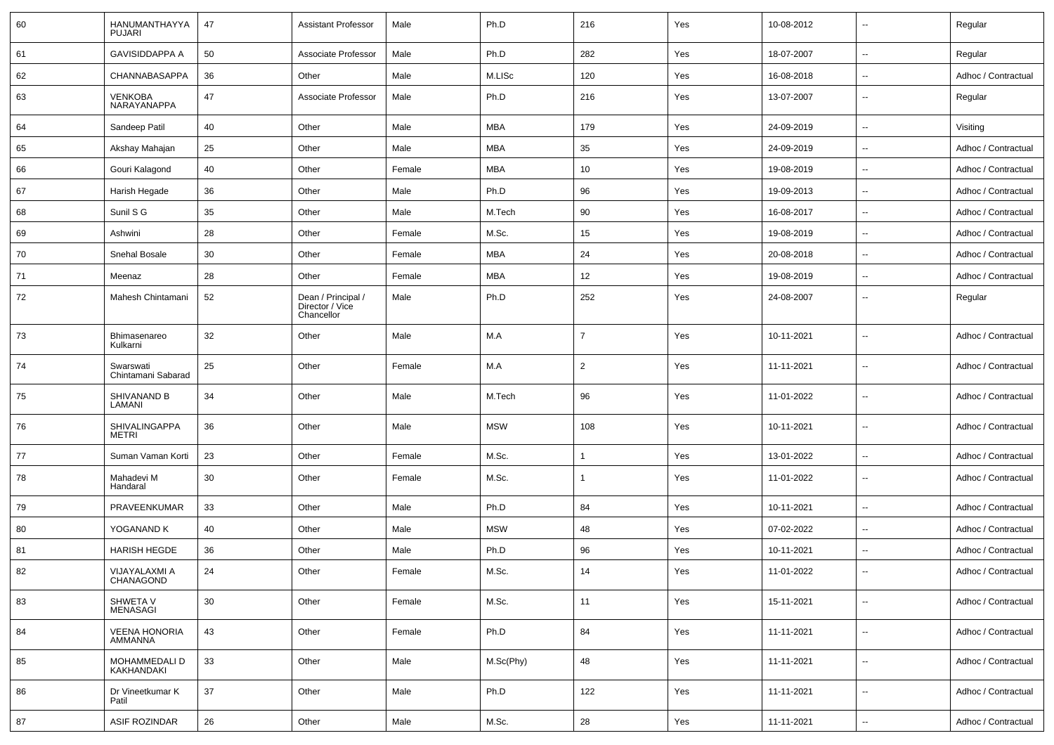| 60 | HANUMANTHAYYA PUJARI | 47 | Assistant Professor | Male | Ph.D | 216 | Yes | 10-08-2012 | -- | Regular |
|---|---|---|---|---|---|---|---|---|---|---|
| 61 | GAVISIDDAPPA A | 50 | Associate Professor | Male | Ph.D | 282 | Yes | 18-07-2007 | -- | Regular |
| 62 | CHANNABASAPPA | 36 | Other | Male | M.LISc | 120 | Yes | 16-08-2018 | -- | Adhoc / Contractual |
| 63 | VENKOBA NARAYANAPPA | 47 | Associate Professor | Male | Ph.D | 216 | Yes | 13-07-2007 | -- | Regular |
| 64 | Sandeep Patil | 40 | Other | Male | MBA | 179 | Yes | 24-09-2019 | -- | Visiting |
| 65 | Akshay Mahajan | 25 | Other | Male | MBA | 35 | Yes | 24-09-2019 | -- | Adhoc / Contractual |
| 66 | Gouri Kalagond | 40 | Other | Female | MBA | 10 | Yes | 19-08-2019 | -- | Adhoc / Contractual |
| 67 | Harish Hegade | 36 | Other | Male | Ph.D | 96 | Yes | 19-09-2013 | -- | Adhoc / Contractual |
| 68 | Sunil S G | 35 | Other | Male | M.Tech | 90 | Yes | 16-08-2017 | -- | Adhoc / Contractual |
| 69 | Ashwini | 28 | Other | Female | M.Sc. | 15 | Yes | 19-08-2019 | -- | Adhoc / Contractual |
| 70 | Snehal Bosale | 30 | Other | Female | MBA | 24 | Yes | 20-08-2018 | -- | Adhoc / Contractual |
| 71 | Meenaz | 28 | Other | Female | MBA | 12 | Yes | 19-08-2019 | -- | Adhoc / Contractual |
| 72 | Mahesh Chintamani | 52 | Dean / Principal / Director / Vice Chancellor | Male | Ph.D | 252 | Yes | 24-08-2007 | -- | Regular |
| 73 | Bhimasenareo Kulkarni | 32 | Other | Male | M.A | 7 | Yes | 10-11-2021 | -- | Adhoc / Contractual |
| 74 | Swarswati Chintamani Sabarad | 25 | Other | Female | M.A | 2 | Yes | 11-11-2021 | -- | Adhoc / Contractual |
| 75 | SHIVANAND B LAMANI | 34 | Other | Male | M.Tech | 96 | Yes | 11-01-2022 | -- | Adhoc / Contractual |
| 76 | SHIVALINGAPPA METRI | 36 | Other | Male | MSW | 108 | Yes | 10-11-2021 | -- | Adhoc / Contractual |
| 77 | Suman Vaman Korti | 23 | Other | Female | M.Sc. | 1 | Yes | 13-01-2022 | -- | Adhoc / Contractual |
| 78 | Mahadevi M Handaral | 30 | Other | Female | M.Sc. | 1 | Yes | 11-01-2022 | -- | Adhoc / Contractual |
| 79 | PRAVEENKUMAR | 33 | Other | Male | Ph.D | 84 | Yes | 10-11-2021 | -- | Adhoc / Contractual |
| 80 | YOGANAND K | 40 | Other | Male | MSW | 48 | Yes | 07-02-2022 | -- | Adhoc / Contractual |
| 81 | HARISH HEGDE | 36 | Other | Male | Ph.D | 96 | Yes | 10-11-2021 | -- | Adhoc / Contractual |
| 82 | VIJAYALAXMI A CHANAGOND | 24 | Other | Female | M.Sc. | 14 | Yes | 11-01-2022 | -- | Adhoc / Contractual |
| 83 | SHWETA V MENASAGI | 30 | Other | Female | M.Sc. | 11 | Yes | 15-11-2021 | -- | Adhoc / Contractual |
| 84 | VEENA HONORIA AMMANNA | 43 | Other | Female | Ph.D | 84 | Yes | 11-11-2021 | -- | Adhoc / Contractual |
| 85 | MOHAMMEDALI D KAKHANDAKI | 33 | Other | Male | M.Sc(Phy) | 48 | Yes | 11-11-2021 | -- | Adhoc / Contractual |
| 86 | Dr Vineetkumar K Patil | 37 | Other | Male | Ph.D | 122 | Yes | 11-11-2021 | -- | Adhoc / Contractual |
| 87 | ASIF ROZINDAR | 26 | Other | Male | M.Sc. | 28 | Yes | 11-11-2021 | -- | Adhoc / Contractual |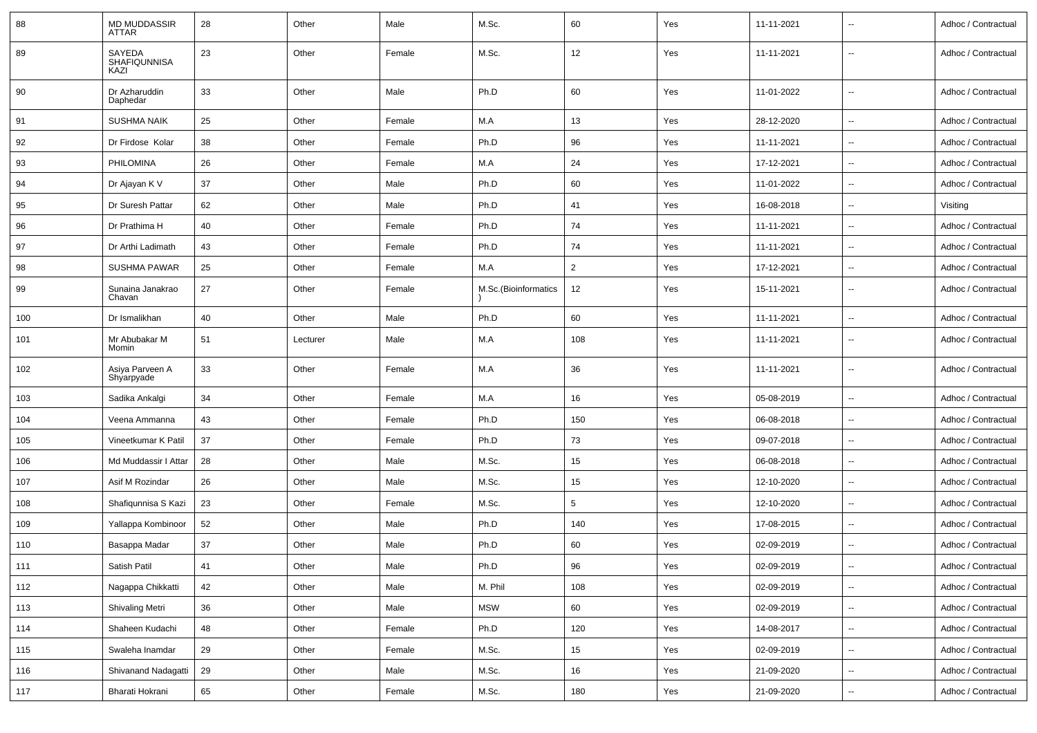| 88 | MD MUDDASSIR ATTAR | 28 | Other | Male | M.Sc. | 60 | Yes | 11-11-2021 | -- | Adhoc / Contractual |
|---|---|---|---|---|---|---|---|---|---|---|
| 89 | SAYEDA SHAFIQUNNISA KAZI | 23 | Other | Female | M.Sc. | 12 | Yes | 11-11-2021 | -- | Adhoc / Contractual |
| 90 | Dr Azharuddin Daphedar | 33 | Other | Male | Ph.D | 60 | Yes | 11-01-2022 | -- | Adhoc / Contractual |
| 91 | SUSHMA NAIK | 25 | Other | Female | M.A | 13 | Yes | 28-12-2020 | -- | Adhoc / Contractual |
| 92 | Dr Firdose Kolar | 38 | Other | Female | Ph.D | 96 | Yes | 11-11-2021 | -- | Adhoc / Contractual |
| 93 | PHILOMINA | 26 | Other | Female | M.A | 24 | Yes | 17-12-2021 | -- | Adhoc / Contractual |
| 94 | Dr Ajayan K V | 37 | Other | Male | Ph.D | 60 | Yes | 11-01-2022 | -- | Adhoc / Contractual |
| 95 | Dr Suresh Pattar | 62 | Other | Male | Ph.D | 41 | Yes | 16-08-2018 | -- | Visiting |
| 96 | Dr Prathima H | 40 | Other | Female | Ph.D | 74 | Yes | 11-11-2021 | -- | Adhoc / Contractual |
| 97 | Dr Arthi Ladimath | 43 | Other | Female | Ph.D | 74 | Yes | 11-11-2021 | -- | Adhoc / Contractual |
| 98 | SUSHMA PAWAR | 25 | Other | Female | M.A | 2 | Yes | 17-12-2021 | -- | Adhoc / Contractual |
| 99 | Sunaina Janakrao Chavan | 27 | Other | Female | M.Sc.(Bioinformatics) | 12 | Yes | 15-11-2021 | -- | Adhoc / Contractual |
| 100 | Dr Ismalikhan | 40 | Other | Male | Ph.D | 60 | Yes | 11-11-2021 | -- | Adhoc / Contractual |
| 101 | Mr Abubakar M Momin | 51 | Lecturer | Male | M.A | 108 | Yes | 11-11-2021 | -- | Adhoc / Contractual |
| 102 | Asiya Parveen A Shyarpyade | 33 | Other | Female | M.A | 36 | Yes | 11-11-2021 | -- | Adhoc / Contractual |
| 103 | Sadika Ankalgi | 34 | Other | Female | M.A | 16 | Yes | 05-08-2019 | -- | Adhoc / Contractual |
| 104 | Veena Ammanna | 43 | Other | Female | Ph.D | 150 | Yes | 06-08-2018 | -- | Adhoc / Contractual |
| 105 | Vineetkumar K Patil | 37 | Other | Female | Ph.D | 73 | Yes | 09-07-2018 | -- | Adhoc / Contractual |
| 106 | Md Muddassir I Attar | 28 | Other | Male | M.Sc. | 15 | Yes | 06-08-2018 | -- | Adhoc / Contractual |
| 107 | Asif M Rozindar | 26 | Other | Male | M.Sc. | 15 | Yes | 12-10-2020 | -- | Adhoc / Contractual |
| 108 | Shafiqunnisa S Kazi | 23 | Other | Female | M.Sc. | 5 | Yes | 12-10-2020 | -- | Adhoc / Contractual |
| 109 | Yallappa Kombinoor | 52 | Other | Male | Ph.D | 140 | Yes | 17-08-2015 | -- | Adhoc / Contractual |
| 110 | Basappa Madar | 37 | Other | Male | Ph.D | 60 | Yes | 02-09-2019 | -- | Adhoc / Contractual |
| 111 | Satish Patil | 41 | Other | Male | Ph.D | 96 | Yes | 02-09-2019 | -- | Adhoc / Contractual |
| 112 | Nagappa Chikkatti | 42 | Other | Male | M. Phil | 108 | Yes | 02-09-2019 | -- | Adhoc / Contractual |
| 113 | Shivaling Metri | 36 | Other | Male | MSW | 60 | Yes | 02-09-2019 | -- | Adhoc / Contractual |
| 114 | Shaheen Kudachi | 48 | Other | Female | Ph.D | 120 | Yes | 14-08-2017 | -- | Adhoc / Contractual |
| 115 | Swaleha Inamdar | 29 | Other | Female | M.Sc. | 15 | Yes | 02-09-2019 | -- | Adhoc / Contractual |
| 116 | Shivanand Nadagatti | 29 | Other | Male | M.Sc. | 16 | Yes | 21-09-2020 | -- | Adhoc / Contractual |
| 117 | Bharati Hokrani | 65 | Other | Female | M.Sc. | 180 | Yes | 21-09-2020 | -- | Adhoc / Contractual |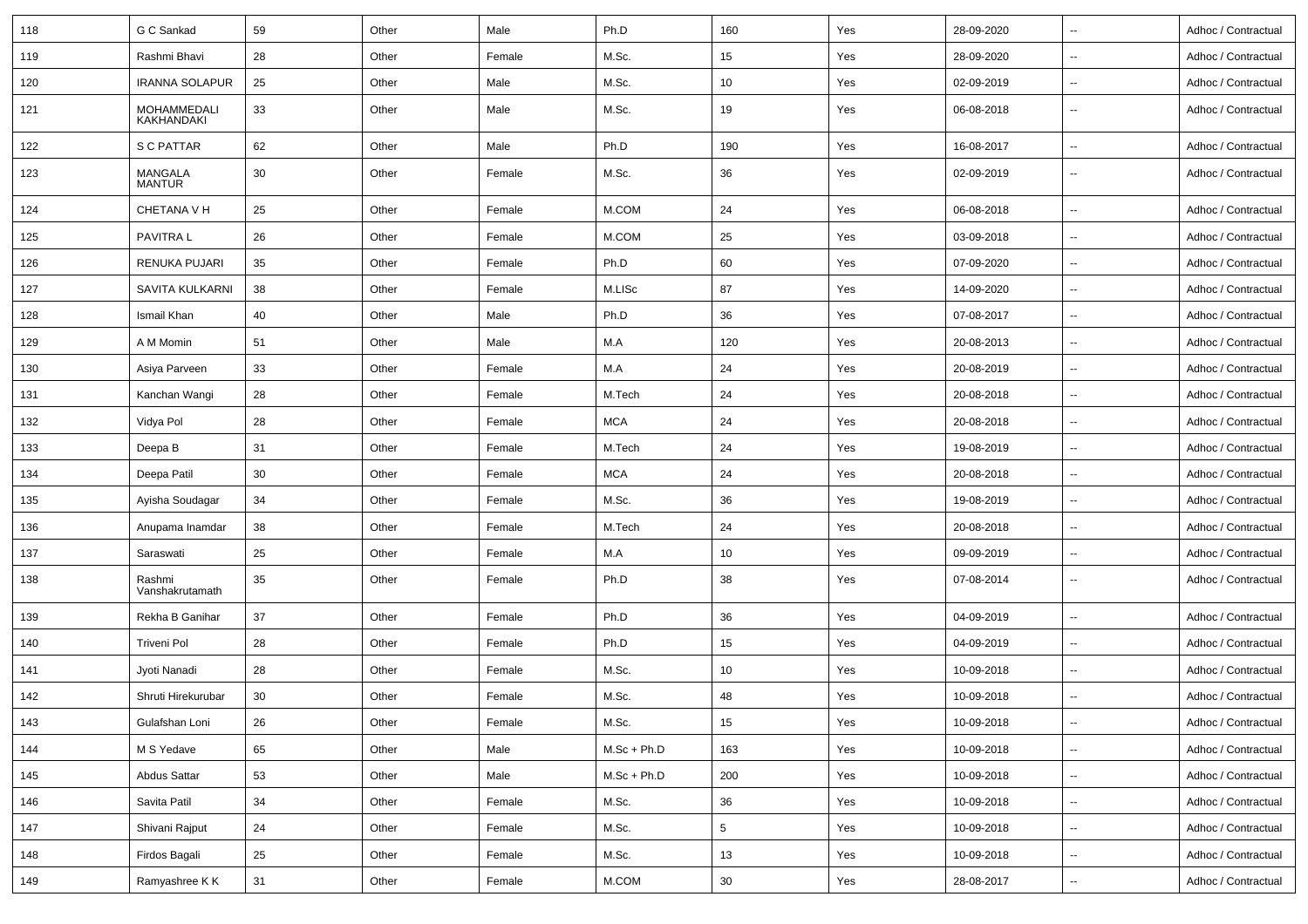| 118 | G C Sankad | 59 | Other | Male | Ph.D | 160 | Yes | 28-09-2020 | -- | Adhoc / Contractual |
|---|---|---|---|---|---|---|---|---|---|---|
| 119 | Rashmi Bhavi | 28 | Other | Female | M.Sc. | 15 | Yes | 28-09-2020 | -- | Adhoc / Contractual |
| 120 | IRANNA SOLAPUR | 25 | Other | Male | M.Sc. | 10 | Yes | 02-09-2019 | -- | Adhoc / Contractual |
| 121 | MOHAMMEDALI KAKHANDAKI | 33 | Other | Male | M.Sc. | 19 | Yes | 06-08-2018 | -- | Adhoc / Contractual |
| 122 | S C PATTAR | 62 | Other | Male | Ph.D | 190 | Yes | 16-08-2017 | -- | Adhoc / Contractual |
| 123 | MANGALA MANTUR | 30 | Other | Female | M.Sc. | 36 | Yes | 02-09-2019 | -- | Adhoc / Contractual |
| 124 | CHETANA V H | 25 | Other | Female | M.COM | 24 | Yes | 06-08-2018 | -- | Adhoc / Contractual |
| 125 | PAVITRA L | 26 | Other | Female | M.COM | 25 | Yes | 03-09-2018 | -- | Adhoc / Contractual |
| 126 | RENUKA PUJARI | 35 | Other | Female | Ph.D | 60 | Yes | 07-09-2020 | -- | Adhoc / Contractual |
| 127 | SAVITA KULKARNI | 38 | Other | Female | M.LISc | 87 | Yes | 14-09-2020 | -- | Adhoc / Contractual |
| 128 | Ismail Khan | 40 | Other | Male | Ph.D | 36 | Yes | 07-08-2017 | -- | Adhoc / Contractual |
| 129 | A M Momin | 51 | Other | Male | M.A | 120 | Yes | 20-08-2013 | -- | Adhoc / Contractual |
| 130 | Asiya Parveen | 33 | Other | Female | M.A | 24 | Yes | 20-08-2019 | -- | Adhoc / Contractual |
| 131 | Kanchan Wangi | 28 | Other | Female | M.Tech | 24 | Yes | 20-08-2018 | -- | Adhoc / Contractual |
| 132 | Vidya Pol | 28 | Other | Female | MCA | 24 | Yes | 20-08-2018 | -- | Adhoc / Contractual |
| 133 | Deepa B | 31 | Other | Female | M.Tech | 24 | Yes | 19-08-2019 | -- | Adhoc / Contractual |
| 134 | Deepa Patil | 30 | Other | Female | MCA | 24 | Yes | 20-08-2018 | -- | Adhoc / Contractual |
| 135 | Ayisha Soudagar | 34 | Other | Female | M.Sc. | 36 | Yes | 19-08-2019 | -- | Adhoc / Contractual |
| 136 | Anupama Inamdar | 38 | Other | Female | M.Tech | 24 | Yes | 20-08-2018 | -- | Adhoc / Contractual |
| 137 | Saraswati | 25 | Other | Female | M.A | 10 | Yes | 09-09-2019 | -- | Adhoc / Contractual |
| 138 | Rashmi Vanshakrutamath | 35 | Other | Female | Ph.D | 38 | Yes | 07-08-2014 | -- | Adhoc / Contractual |
| 139 | Rekha B Ganihar | 37 | Other | Female | Ph.D | 36 | Yes | 04-09-2019 | -- | Adhoc / Contractual |
| 140 | Triveni Pol | 28 | Other | Female | Ph.D | 15 | Yes | 04-09-2019 | -- | Adhoc / Contractual |
| 141 | Jyoti Nanadi | 28 | Other | Female | M.Sc. | 10 | Yes | 10-09-2018 | -- | Adhoc / Contractual |
| 142 | Shruti Hirekurubar | 30 | Other | Female | M.Sc. | 48 | Yes | 10-09-2018 | -- | Adhoc / Contractual |
| 143 | Gulafshan Loni | 26 | Other | Female | M.Sc. | 15 | Yes | 10-09-2018 | -- | Adhoc / Contractual |
| 144 | M S Yedave | 65 | Other | Male | M.Sc + Ph.D | 163 | Yes | 10-09-2018 | -- | Adhoc / Contractual |
| 145 | Abdus Sattar | 53 | Other | Male | M.Sc + Ph.D | 200 | Yes | 10-09-2018 | -- | Adhoc / Contractual |
| 146 | Savita Patil | 34 | Other | Female | M.Sc. | 36 | Yes | 10-09-2018 | -- | Adhoc / Contractual |
| 147 | Shivani Rajput | 24 | Other | Female | M.Sc. | 5 | Yes | 10-09-2018 | -- | Adhoc / Contractual |
| 148 | Firdos Bagali | 25 | Other | Female | M.Sc. | 13 | Yes | 10-09-2018 | -- | Adhoc / Contractual |
| 149 | Ramyashree K K | 31 | Other | Female | M.COM | 30 | Yes | 28-08-2017 | -- | Adhoc / Contractual |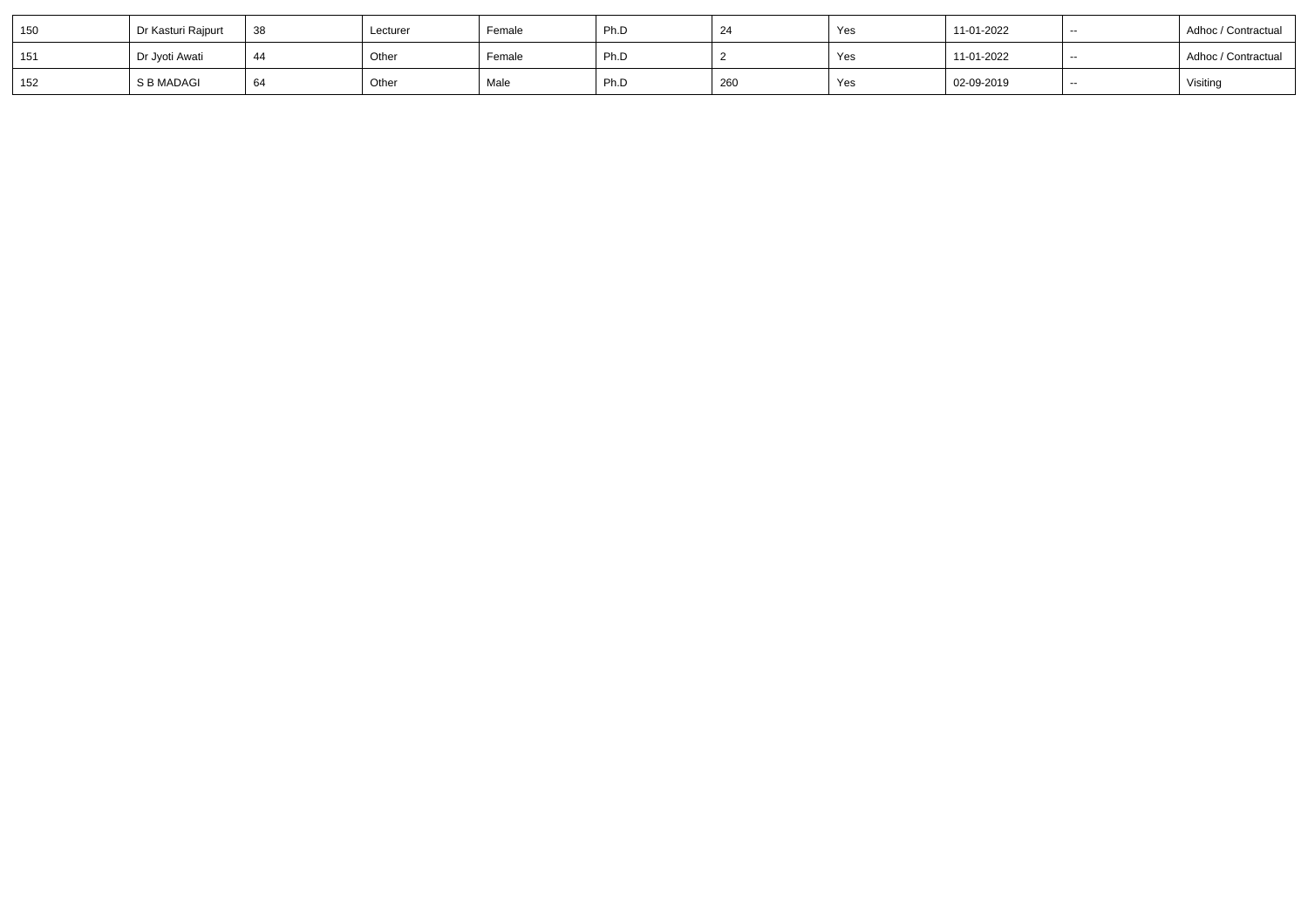| | | | | | | | | | | |
|---|---|---|---|---|---|---|---|---|---|---|
| 150 | Dr Kasturi Rajpurt | 38 | Lecturer | Female | Ph.D | 24 | Yes | 11-01-2022 | -- | Adhoc / Contractual |
| 151 | Dr Jyoti Awati | 44 | Other | Female | Ph.D | 2 | Yes | 11-01-2022 | -- | Adhoc / Contractual |
| 152 | S B MADAGI | 64 | Other | Male | Ph.D | 260 | Yes | 02-09-2019 | -- | Visiting |